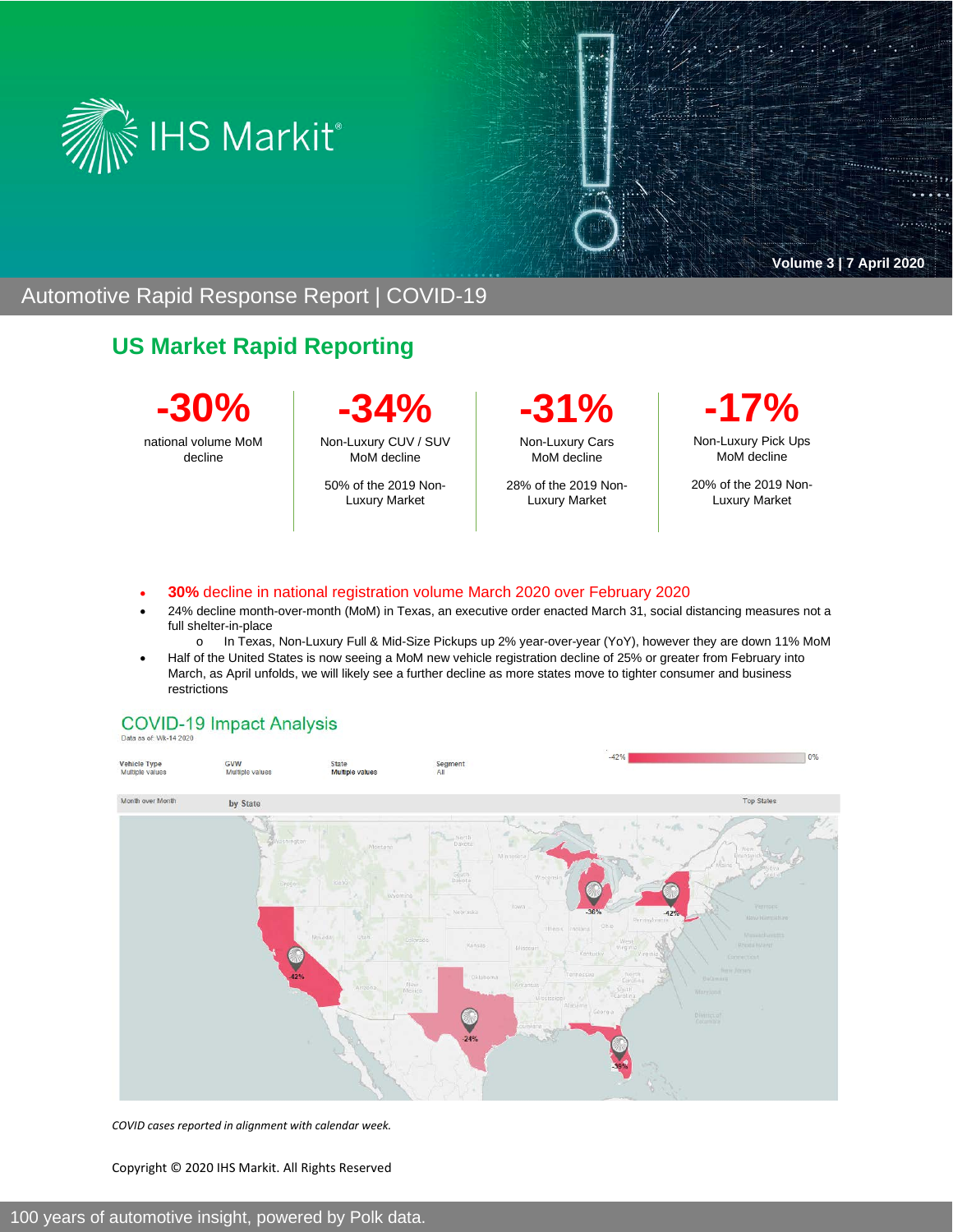IHS Markit

Volume 3 | 7 April 2020

# Automotive Rapid Response Report | COVID-19

## US Market Rapid Reporting

| -30% | -34% | -31% | -17% |
|---|---|---|---|
| national volume MoM decline | Non-Luxury CUV / SUV MoM decline | Non-Luxury Cars MoM decline | Non-Luxury Pick Ups MoM decline |
| | 50% of the 2019 Non-Luxury Market | 28% of the 2019 Non-Luxury Market | 20% of the 2019 Non-Luxury Market |

- **30%** decline in national registration volume March 2020 over February 2020
- 24% decline month-over-month (MoM) in Texas, an executive order enacted March 31, social distancing measures not a full shelter-in-place
  - In Texas, Non-Luxury Full & Mid-Size Pickups up 2% year-over-year (YoY), however they are down 11% MoM
- Half of the United States is now seeing a MoM new vehicle registration decline of 25% or greater from February into March, as April unfolds, we will likely see a further decline as more states move to tighter consumer and business restrictions

### COVID-19 Impact Analysis

Data as of: Wk-14 2020

Vehicle Type: Multiple values | GVW: Multiple values | State: Multiple values | Segment: All

-42% — 0%

Month over Month — by State — Top States

California: -42% | Texas: -24% | Michigan: -36% | New York: -42% | Florida: -35%

*COVID cases reported in alignment with calendar week.*

Copyright © 2020 IHS Markit. All Rights Reserved

100 years of automotive insight, powered by Polk data.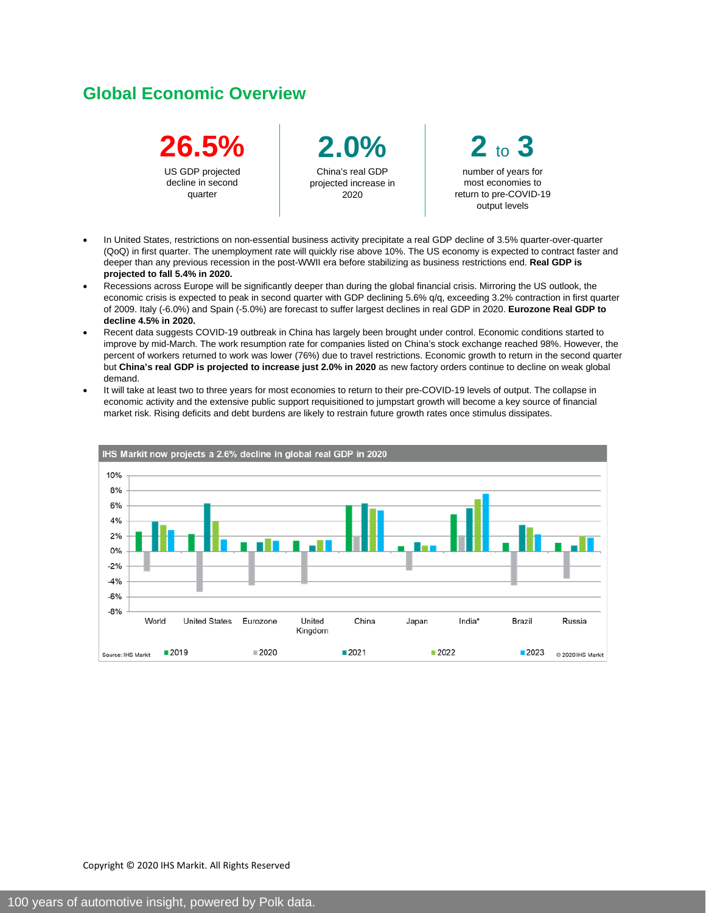## Global Economic Overview

**26.5%**
US GDP projected decline in second quarter

**2.0%**
China's real GDP projected increase in 2020

**2 to 3**
number of years for most economies to return to pre-COVID-19 output levels

- In United States, restrictions on non-essential business activity precipitate a real GDP decline of 3.5% quarter-over-quarter (QoQ) in first quarter. The unemployment rate will quickly rise above 10%. The US economy is expected to contract faster and deeper than any previous recession in the post-WWII era before stabilizing as business restrictions end. **Real GDP is projected to fall 5.4% in 2020.**
- Recessions across Europe will be significantly deeper than during the global financial crisis. Mirroring the US outlook, the economic crisis is expected to peak in second quarter with GDP declining 5.6% q/q, exceeding 3.2% contraction in first quarter of 2009. Italy (-6.0%) and Spain (-5.0%) are forecast to suffer largest declines in real GDP in 2020. **Eurozone Real GDP to decline 4.5% in 2020.**
- Recent data suggests COVID-19 outbreak in China has largely been brought under control. Economic conditions started to improve by mid-March. The work resumption rate for companies listed on China's stock exchange reached 98%. However, the percent of workers returned to work was lower (76%) due to travel restrictions. Economic growth to return in the second quarter but **China's real GDP is projected to increase just 2.0% in 2020** as new factory orders continue to decline on weak global demand.
- It will take at least two to three years for most economies to return to their pre-COVID-19 levels of output. The collapse in economic activity and the extensive public support requisitioned to jumpstart growth will become a key source of financial market risk. Rising deficits and debt burdens are likely to restrain future growth rates once stimulus dissipates.

**IHS Markit now projects a 2.6% decline in global real GDP in 2020**

World, United States, Eurozone, United Kingdom, China, Japan, India*, Brazil, Russia

2019 | 2020 | 2021 | 2022 | 2023

Source: IHS Markit © 2020 IHS Markit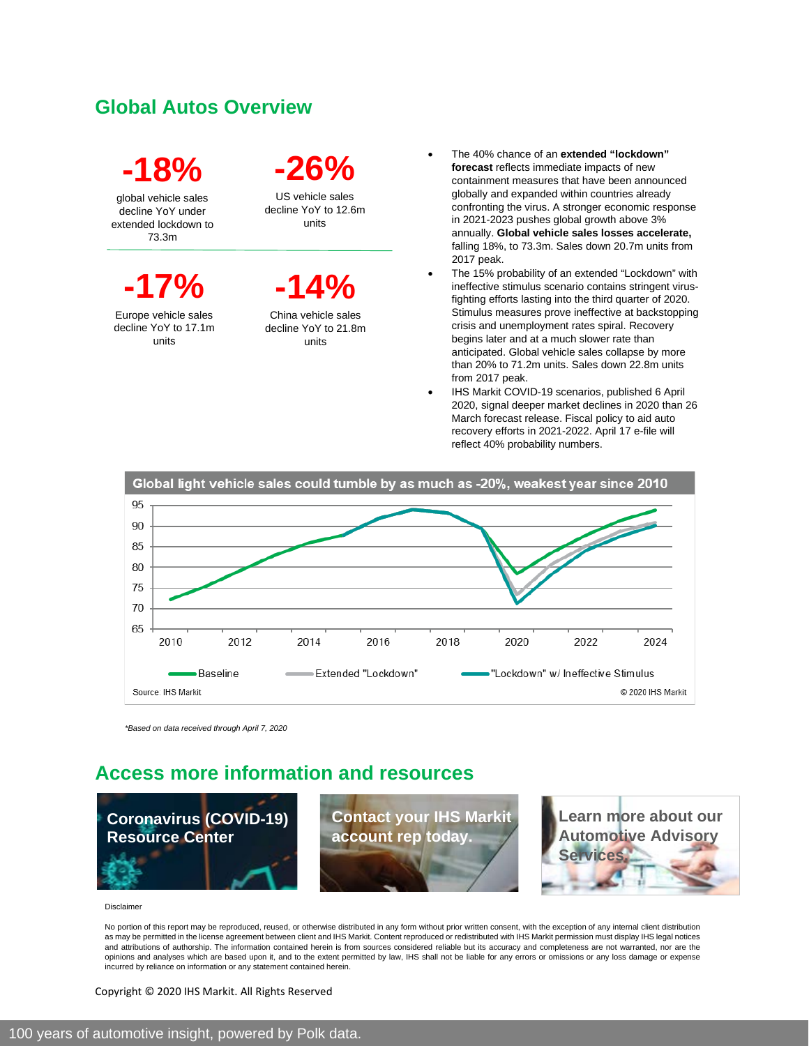## Global Autos Overview

**-18%**

global vehicle sales decline YoY under extended lockdown to 73.3m

**-26%**

US vehicle sales decline YoY to 12.6m units

**-17%**

Europe vehicle sales decline YoY to 17.1m units

**-14%**

China vehicle sales decline YoY to 21.8m units

- The 40% chance of an **extended "lockdown" forecast** reflects immediate impacts of new containment measures that have been announced globally and expanded within countries already confronting the virus. A stronger economic response in 2021-2023 pushes global growth above 3% annually. **Global vehicle sales losses accelerate,** falling 18%, to 73.3m. Sales down 20.7m units from 2017 peak.
- The 15% probability of an extended "Lockdown" with ineffective stimulus scenario contains stringent virus-fighting efforts lasting into the third quarter of 2020. Stimulus measures prove ineffective at backstopping crisis and unemployment rates spiral. Recovery begins later and at a much slower rate than anticipated. Global vehicle sales collapse by more than 20% to 71.2m units. Sales down 22.8m units from 2017 peak.
- IHS Markit COVID-19 scenarios, published 6 April 2020, signal deeper market declines in 2020 than 26 March forecast release. Fiscal policy to aid auto recovery efforts in 2021-2022. April 17 e-file will reflect 40% probability numbers.

Global light vehicle sales could tumble by as much as -20%, weakest year since 2010

95
90
85
80
75
70
65

2010 2012 2014 2016 2018 2020 2022 2024

Baseline
Extended "Lockdown"
"Lockdown" w/ Ineffective Stimulus

Source: IHS Markit

© 2020 IHS Markit

*Based on data received through April 7, 2020*

## Access more information and resources

Coronavirus (COVID-19) Resource Center

Contact your IHS Markit account rep today.

Learn more about our Automotive Advisory Services

Disclaimer

No portion of this report may be reproduced, reused, or otherwise distributed in any form without prior written consent, with the exception of any internal client distribution as may be permitted in the license agreement between client and IHS Markit. Content reproduced or redistributed with IHS Markit permission must display IHS legal notices and attributions of authorship. The information contained herein is from sources considered reliable but its accuracy and completeness are not warranted, nor are the opinions and analyses which are based upon it, and to the extent permitted by law, IHS shall not be liable for any errors or omissions or any loss damage or expense incurred by reliance on information or any statement contained herein.

Copyright © 2020 IHS Markit. All Rights Reserved

100 years of automotive insight, powered by Polk data.